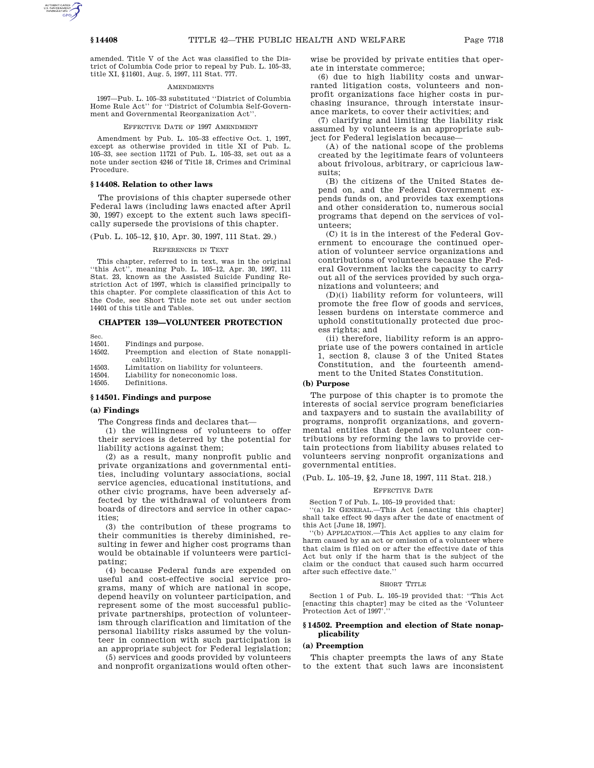amended. Title V of the Act was classified to the District of Columbia Code prior to repeal by Pub. L. 105–33, title XI, §11601, Aug. 5, 1997, 111 Stat. 777.

AMENDMENTS

1997—Pub. L. 105–33 substituted "District of Columbia Home Rule Act" for "District of Columbia Self-Government and Governmental Reorganization Act".

EFFECTIVE DATE OF 1997 AMENDMENT

Amendment by Pub. L. 105–33 effective Oct. 1, 1997, except as otherwise provided in title XI of Pub. L. 105–33, see section 11721 of Pub. L. 105–33, set out as a note under section 4246 of Title 18, Crimes and Criminal Procedure.

### § 14408. Relation to other laws

The provisions of this chapter supersede other Federal laws (including laws enacted after April 30, 1997) except to the extent such laws specifically supersede the provisions of this chapter.

(Pub. L. 105–12, §10, Apr. 30, 1997, 111 Stat. 29.)

REFERENCES IN TEXT

This chapter, referred to in text, was in the original "this Act", meaning Pub. L. 105–12, Apr. 30, 1997, 111 Stat. 23, known as the Assisted Suicide Funding Restriction Act of 1997, which is classified principally to this chapter. For complete classification of this Act to the Code, see Short Title note set out under section 14401 of this title and Tables.

## CHAPTER 139—VOLUNTEER PROTECTION

| Sec. | |
|---|---|
| 14501. | Findings and purpose. |
| 14502. | Preemption and election of State nonapplicability. |
| 14503. | Limitation on liability for volunteers. |
| 14504. | Liability for noneconomic loss. |
| 14505. | Definitions. |

### § 14501. Findings and purpose

#### (a) Findings

The Congress finds and declares that—

(1) the willingness of volunteers to offer their services is deterred by the potential for liability actions against them;

(2) as a result, many nonprofit public and private organizations and governmental entities, including voluntary associations, social service agencies, educational institutions, and other civic programs, have been adversely affected by the withdrawal of volunteers from boards of directors and service in other capacities;

(3) the contribution of these programs to their communities is thereby diminished, resulting in fewer and higher cost programs than would be obtainable if volunteers were participating;

(4) because Federal funds are expended on useful and cost-effective social service programs, many of which are national in scope, depend heavily on volunteer participation, and represent some of the most successful public-private partnerships, protection of volunteerism through clarification and limitation of the personal liability risks assumed by the volunteer in connection with such participation is an appropriate subject for Federal legislation;

(5) services and goods provided by volunteers and nonprofit organizations would often otherwise be provided by private entities that operate in interstate commerce;

(6) due to high liability costs and unwarranted litigation costs, volunteers and nonprofit organizations face higher costs in purchasing insurance, through interstate insurance markets, to cover their activities; and

(7) clarifying and limiting the liability risk assumed by volunteers is an appropriate subject for Federal legislation because—

(A) of the national scope of the problems created by the legitimate fears of volunteers about frivolous, arbitrary, or capricious lawsuits;

(B) the citizens of the United States depend on, and the Federal Government expends funds on, and provides tax exemptions and other consideration to, numerous social programs that depend on the services of volunteers;

(C) it is in the interest of the Federal Government to encourage the continued operation of volunteer service organizations and contributions of volunteers because the Federal Government lacks the capacity to carry out all of the services provided by such organizations and volunteers; and

(D)(i) liability reform for volunteers, will promote the free flow of goods and services, lessen burdens on interstate commerce and uphold constitutionally protected due process rights; and

(ii) therefore, liability reform is an appropriate use of the powers contained in article 1, section 8, clause 3 of the United States Constitution, and the fourteenth amendment to the United States Constitution.

#### (b) Purpose

The purpose of this chapter is to promote the interests of social service program beneficiaries and taxpayers and to sustain the availability of programs, nonprofit organizations, and governmental entities that depend on volunteer contributions by reforming the laws to provide certain protections from liability abuses related to volunteers serving nonprofit organizations and governmental entities.

(Pub. L. 105–19, §2, June 18, 1997, 111 Stat. 218.)

EFFECTIVE DATE

Section 7 of Pub. L. 105–19 provided that:

"(a) IN GENERAL.—This Act [enacting this chapter] shall take effect 90 days after the date of enactment of this Act [June 18, 1997].

"(b) APPLICATION.—This Act applies to any claim for harm caused by an act or omission of a volunteer where that claim is filed on or after the effective date of this Act but only if the harm that is the subject of the claim or the conduct that caused such harm occurred after such effective date."

SHORT TITLE

Section 1 of Pub. L. 105–19 provided that: "This Act [enacting this chapter] may be cited as the 'Volunteer Protection Act of 1997'."

### § 14502. Preemption and election of State nonapplicability

#### (a) Preemption

This chapter preempts the laws of any State to the extent that such laws are inconsistent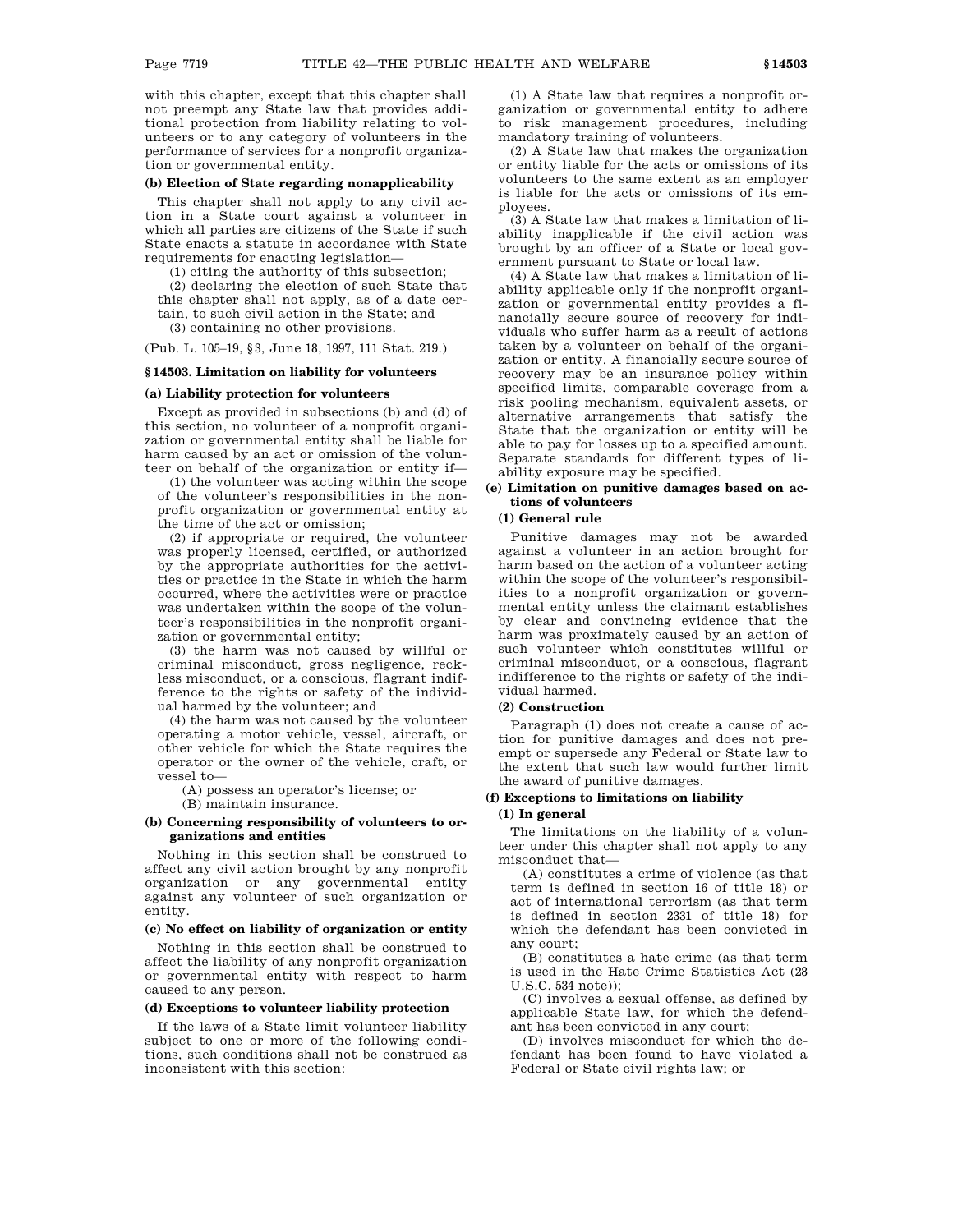with this chapter, except that this chapter shall not preempt any State law that provides additional protection from liability relating to volunteers or to any category of volunteers in the performance of services for a nonprofit organization or governmental entity.

**(b) Election of State regarding nonapplicability**

This chapter shall not apply to any civil action in a State court against a volunteer in which all parties are citizens of the State if such State enacts a statute in accordance with State requirements for enacting legislation—

(1) citing the authority of this subsection;

(2) declaring the election of such State that this chapter shall not apply, as of a date certain, to such civil action in the State; and

(3) containing no other provisions.

(Pub. L. 105–19, §3, June 18, 1997, 111 Stat. 219.)

### §14503. Limitation on liability for volunteers

**(a) Liability protection for volunteers**

Except as provided in subsections (b) and (d) of this section, no volunteer of a nonprofit organization or governmental entity shall be liable for harm caused by an act or omission of the volunteer on behalf of the organization or entity if—

(1) the volunteer was acting within the scope of the volunteer's responsibilities in the nonprofit organization or governmental entity at the time of the act or omission;

(2) if appropriate or required, the volunteer was properly licensed, certified, or authorized by the appropriate authorities for the activities or practice in the State in which the harm occurred, where the activities were or practice was undertaken within the scope of the volunteer's responsibilities in the nonprofit organization or governmental entity;

(3) the harm was not caused by willful or criminal misconduct, gross negligence, reckless misconduct, or a conscious, flagrant indifference to the rights or safety of the individual harmed by the volunteer; and

(4) the harm was not caused by the volunteer operating a motor vehicle, vessel, aircraft, or other vehicle for which the State requires the operator or the owner of the vehicle, craft, or vessel to—

(A) possess an operator's license; or

(B) maintain insurance.

**(b) Concerning responsibility of volunteers to organizations and entities**

Nothing in this section shall be construed to affect any civil action brought by any nonprofit organization or any governmental entity against any volunteer of such organization or entity.

**(c) No effect on liability of organization or entity**

Nothing in this section shall be construed to affect the liability of any nonprofit organization or governmental entity with respect to harm caused to any person.

**(d) Exceptions to volunteer liability protection**

If the laws of a State limit volunteer liability subject to one or more of the following conditions, such conditions shall not be construed as inconsistent with this section:

(1) A State law that requires a nonprofit organization or governmental entity to adhere to risk management procedures, including mandatory training of volunteers.

(2) A State law that makes the organization or entity liable for the acts or omissions of its volunteers to the same extent as an employer is liable for the acts or omissions of its employees.

(3) A State law that makes a limitation of liability inapplicable if the civil action was brought by an officer of a State or local government pursuant to State or local law.

(4) A State law that makes a limitation of liability applicable only if the nonprofit organization or governmental entity provides a financially secure source of recovery for individuals who suffer harm as a result of actions taken by a volunteer on behalf of the organization or entity. A financially secure source of recovery may be an insurance policy within specified limits, comparable coverage from a risk pooling mechanism, equivalent assets, or alternative arrangements that satisfy the State that the organization or entity will be able to pay for losses up to a specified amount. Separate standards for different types of liability exposure may be specified.

**(e) Limitation on punitive damages based on actions of volunteers**

**(1) General rule**

Punitive damages may not be awarded against a volunteer in an action brought for harm based on the action of a volunteer acting within the scope of the volunteer's responsibilities to a nonprofit organization or governmental entity unless the claimant establishes by clear and convincing evidence that the harm was proximately caused by an action of such volunteer which constitutes willful or criminal misconduct, or a conscious, flagrant indifference to the rights or safety of the individual harmed.

**(2) Construction**

Paragraph (1) does not create a cause of action for punitive damages and does not preempt or supersede any Federal or State law to the extent that such law would further limit the award of punitive damages.

**(f) Exceptions to limitations on liability**

**(1) In general**

The limitations on the liability of a volunteer under this chapter shall not apply to any misconduct that—

(A) constitutes a crime of violence (as that term is defined in section 16 of title 18) or act of international terrorism (as that term is defined in section 2331 of title 18) for which the defendant has been convicted in any court;

(B) constitutes a hate crime (as that term is used in the Hate Crime Statistics Act (28 U.S.C. 534 note));

(C) involves a sexual offense, as defined by applicable State law, for which the defendant has been convicted in any court;

(D) involves misconduct for which the defendant has been found to have violated a Federal or State civil rights law; or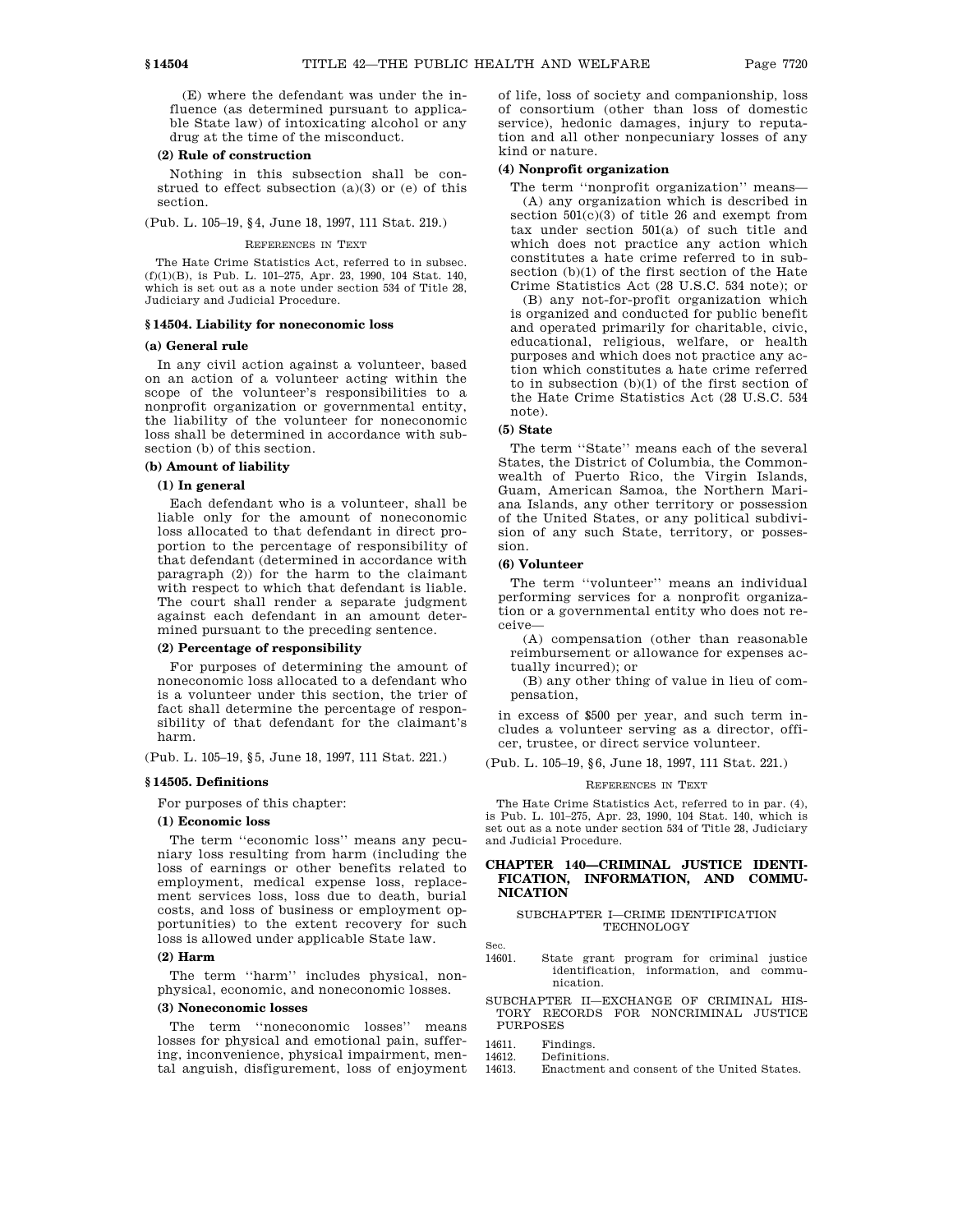(E) where the defendant was under the influence (as determined pursuant to applicable State law) of intoxicating alcohol or any drug at the time of the misconduct.

**(2) Rule of construction**

Nothing in this subsection shall be construed to effect subsection (a)(3) or (e) of this section.

(Pub. L. 105–19, §4, June 18, 1997, 111 Stat. 219.)

REFERENCES IN TEXT

The Hate Crime Statistics Act, referred to in subsec. (f)(1)(B), is Pub. L. 101–275, Apr. 23, 1990, 104 Stat. 140, which is set out as a note under section 534 of Title 28, Judiciary and Judicial Procedure.

### §14504. Liability for noneconomic loss

**(a) General rule**

In any civil action against a volunteer, based on an action of a volunteer acting within the scope of the volunteer's responsibilities to a nonprofit organization or governmental entity, the liability of the volunteer for noneconomic loss shall be determined in accordance with subsection (b) of this section.

**(b) Amount of liability**

**(1) In general**

Each defendant who is a volunteer, shall be liable only for the amount of noneconomic loss allocated to that defendant in direct proportion to the percentage of responsibility of that defendant (determined in accordance with paragraph (2)) for the harm to the claimant with respect to which that defendant is liable. The court shall render a separate judgment against each defendant in an amount determined pursuant to the preceding sentence.

**(2) Percentage of responsibility**

For purposes of determining the amount of noneconomic loss allocated to a defendant who is a volunteer under this section, the trier of fact shall determine the percentage of responsibility of that defendant for the claimant's harm.

(Pub. L. 105–19, §5, June 18, 1997, 111 Stat. 221.)

### §14505. Definitions

For purposes of this chapter:

**(1) Economic loss**

The term ''economic loss'' means any pecuniary loss resulting from harm (including the loss of earnings or other benefits related to employment, medical expense loss, replacement services loss, loss due to death, burial costs, and loss of business or employment opportunities) to the extent recovery for such loss is allowed under applicable State law.

**(2) Harm**

The term ''harm'' includes physical, nonphysical, economic, and noneconomic losses.

**(3) Noneconomic losses**

The term ''noneconomic losses'' means losses for physical and emotional pain, suffering, inconvenience, physical impairment, mental anguish, disfigurement, loss of enjoyment of life, loss of society and companionship, loss of consortium (other than loss of domestic service), hedonic damages, injury to reputation and all other nonpecuniary losses of any kind or nature.

**(4) Nonprofit organization**

The term ''nonprofit organization'' means—

(A) any organization which is described in section 501(c)(3) of title 26 and exempt from tax under section 501(a) of such title and which does not practice any action which constitutes a hate crime referred to in subsection (b)(1) of the first section of the Hate Crime Statistics Act (28 U.S.C. 534 note); or

(B) any not-for-profit organization which is organized and conducted for public benefit and operated primarily for charitable, civic, educational, religious, welfare, or health purposes and which does not practice any action which constitutes a hate crime referred to in subsection (b)(1) of the first section of the Hate Crime Statistics Act (28 U.S.C. 534 note).

**(5) State**

The term ''State'' means each of the several States, the District of Columbia, the Commonwealth of Puerto Rico, the Virgin Islands, Guam, American Samoa, the Northern Mariana Islands, any other territory or possession of the United States, or any political subdivision of any such State, territory, or possession.

**(6) Volunteer**

The term ''volunteer'' means an individual performing services for a nonprofit organization or a governmental entity who does not receive—

(A) compensation (other than reasonable reimbursement or allowance for expenses actually incurred); or

(B) any other thing of value in lieu of compensation,

in excess of $500 per year, and such term includes a volunteer serving as a director, officer, trustee, or direct service volunteer.

(Pub. L. 105–19, §6, June 18, 1997, 111 Stat. 221.)

REFERENCES IN TEXT

The Hate Crime Statistics Act, referred to in par. (4), is Pub. L. 101–275, Apr. 23, 1990, 104 Stat. 140, which is set out as a note under section 534 of Title 28, Judiciary and Judicial Procedure.

## CHAPTER 140—CRIMINAL JUSTICE IDENTIFICATION, INFORMATION, AND COMMUNICATION

SUBCHAPTER I—CRIME IDENTIFICATION TECHNOLOGY

| Sec. | |
|---|---|
| 14601. | State grant program for criminal justice identification, information, and communication. |

SUBCHAPTER II—EXCHANGE OF CRIMINAL HISTORY RECORDS FOR NONCRIMINAL JUSTICE PURPOSES

| | |
|---|---|
| 14611. | Findings. |
| 14612. | Definitions. |
| 14613. | Enactment and consent of the United States. |